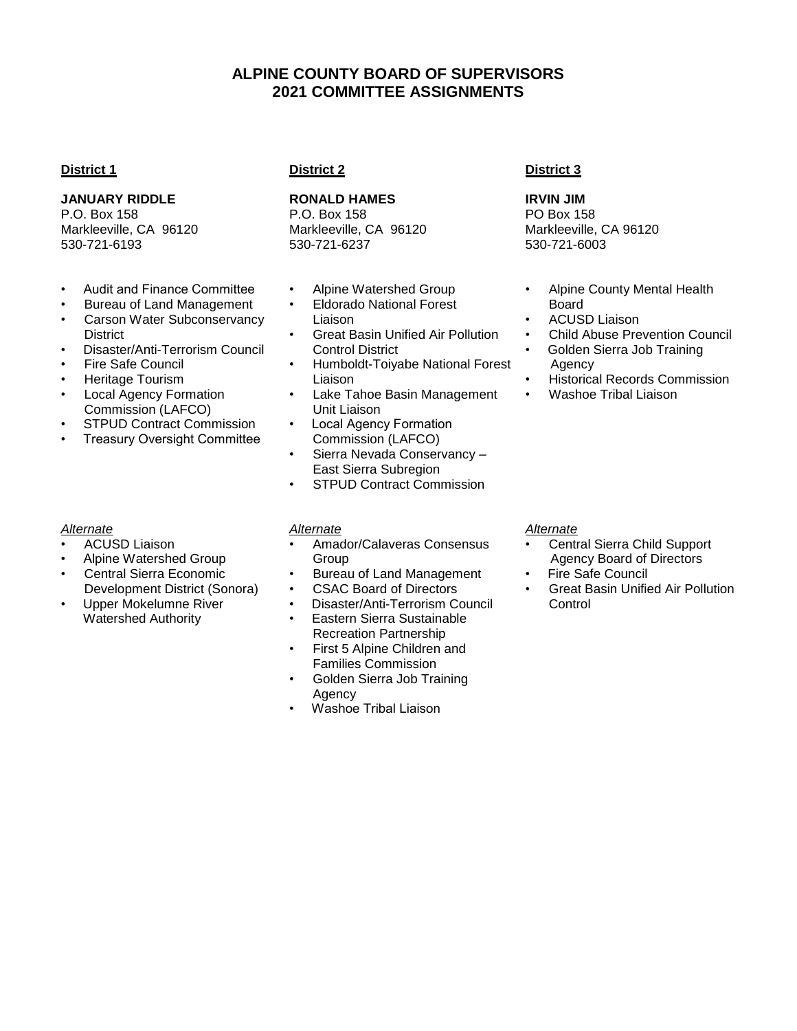# ALPINE COUNTY BOARD OF SUPERVISORS
# 2021 COMMITTEE ASSIGNMENTS

## District 1

**JANUARY RIDDLE**
P.O. Box 158
Markleeville, CA 96120
530-721-6193

- Audit and Finance Committee
- Bureau of Land Management
- Carson Water Subconservancy District
- Disaster/Anti-Terrorism Council
- Fire Safe Council
- Heritage Tourism
- Local Agency Formation Commission (LAFCO)
- STPUD Contract Commission
- Treasury Oversight Committee

*Alternate*

- ACUSD Liaison
- Alpine Watershed Group
- Central Sierra Economic Development District (Sonora)
- Upper Mokelumne River Watershed Authority

## District 2

**RONALD HAMES**
P.O. Box 158
Markleeville, CA 96120
530-721-6237

- Alpine Watershed Group
- Eldorado National Forest Liaison
- Great Basin Unified Air Pollution Control District
- Humboldt-Toiyabe National Forest Liaison
- Lake Tahoe Basin Management Unit Liaison
- Local Agency Formation Commission (LAFCO)
- Sierra Nevada Conservancy – East Sierra Subregion
- STPUD Contract Commission

*Alternate*

- Amador/Calaveras Consensus Group
- Bureau of Land Management
- CSAC Board of Directors
- Disaster/Anti-Terrorism Council
- Eastern Sierra Sustainable Recreation Partnership
- First 5 Alpine Children and Families Commission
- Golden Sierra Job Training Agency
- Washoe Tribal Liaison

## District 3

**IRVIN JIM**
PO Box 158
Markleeville, CA 96120
530-721-6003

- Alpine County Mental Health Board
- ACUSD Liaison
- Child Abuse Prevention Council
- Golden Sierra Job Training Agency
- Historical Records Commission
- Washoe Tribal Liaison

*Alternate*

- Central Sierra Child Support Agency Board of Directors
- Fire Safe Council
- Great Basin Unified Air Pollution Control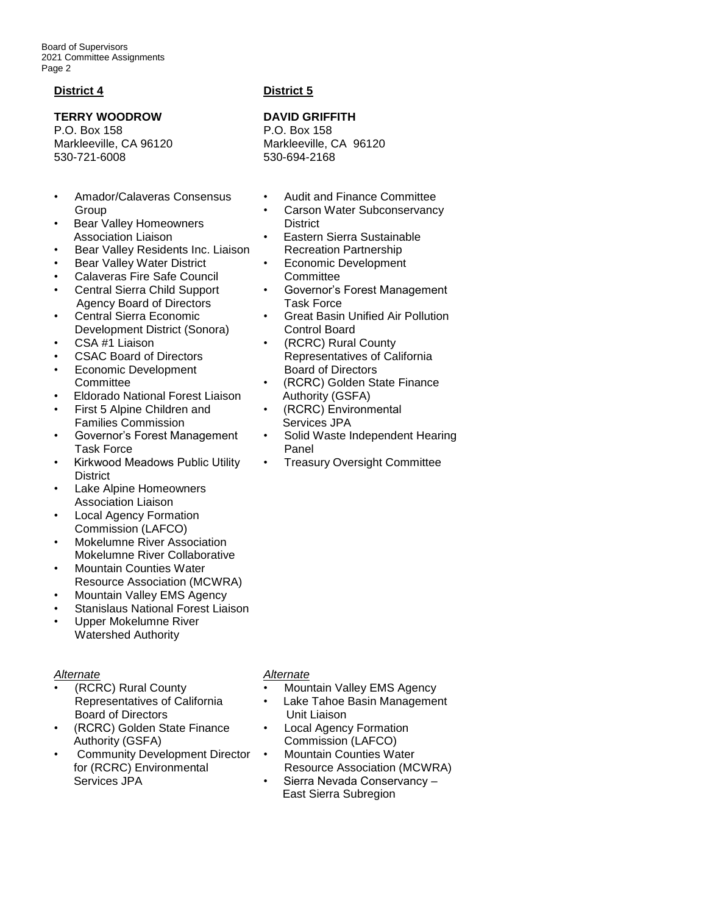## District 4

**TERRY WOODROW**
P.O. Box 158
Markleeville, CA 96120
530-721-6008

- Amador/Calaveras Consensus Group
- Bear Valley Homeowners Association Liaison
- Bear Valley Residents Inc. Liaison
- Bear Valley Water District
- Calaveras Fire Safe Council
- Central Sierra Child Support Agency Board of Directors
- Central Sierra Economic Development District (Sonora)
- CSA #1 Liaison
- CSAC Board of Directors
- Economic Development Committee
- Eldorado National Forest Liaison
- First 5 Alpine Children and Families Commission
- Governor's Forest Management Task Force
- Kirkwood Meadows Public Utility District
- Lake Alpine Homeowners Association Liaison
- Local Agency Formation Commission (LAFCO)
- Mokelumne River Association Mokelumne River Collaborative
- Mountain Counties Water Resource Association (MCWRA)
- Mountain Valley EMS Agency
- Stanislaus National Forest Liaison
- Upper Mokelumne River Watershed Authority

*Alternate*

- (RCRC) Rural County Representatives of California Board of Directors
- (RCRC) Golden State Finance Authority (GSFA)
- Community Development Director for (RCRC) Environmental Services JPA

## District 5

**DAVID GRIFFITH**
P.O. Box 158
Markleeville, CA 96120
530-694-2168

- Audit and Finance Committee
- Carson Water Subconservancy District
- Eastern Sierra Sustainable Recreation Partnership
- Economic Development Committee
- Governor's Forest Management Task Force
- Great Basin Unified Air Pollution Control Board
- (RCRC) Rural County Representatives of California Board of Directors
- (RCRC) Golden State Finance Authority (GSFA)
- (RCRC) Environmental Services JPA
- Solid Waste Independent Hearing Panel
- Treasury Oversight Committee

*Alternate*

- Mountain Valley EMS Agency
- Lake Tahoe Basin Management Unit Liaison
- Local Agency Formation Commission (LAFCO)
- Mountain Counties Water Resource Association (MCWRA)
- Sierra Nevada Conservancy – East Sierra Subregion